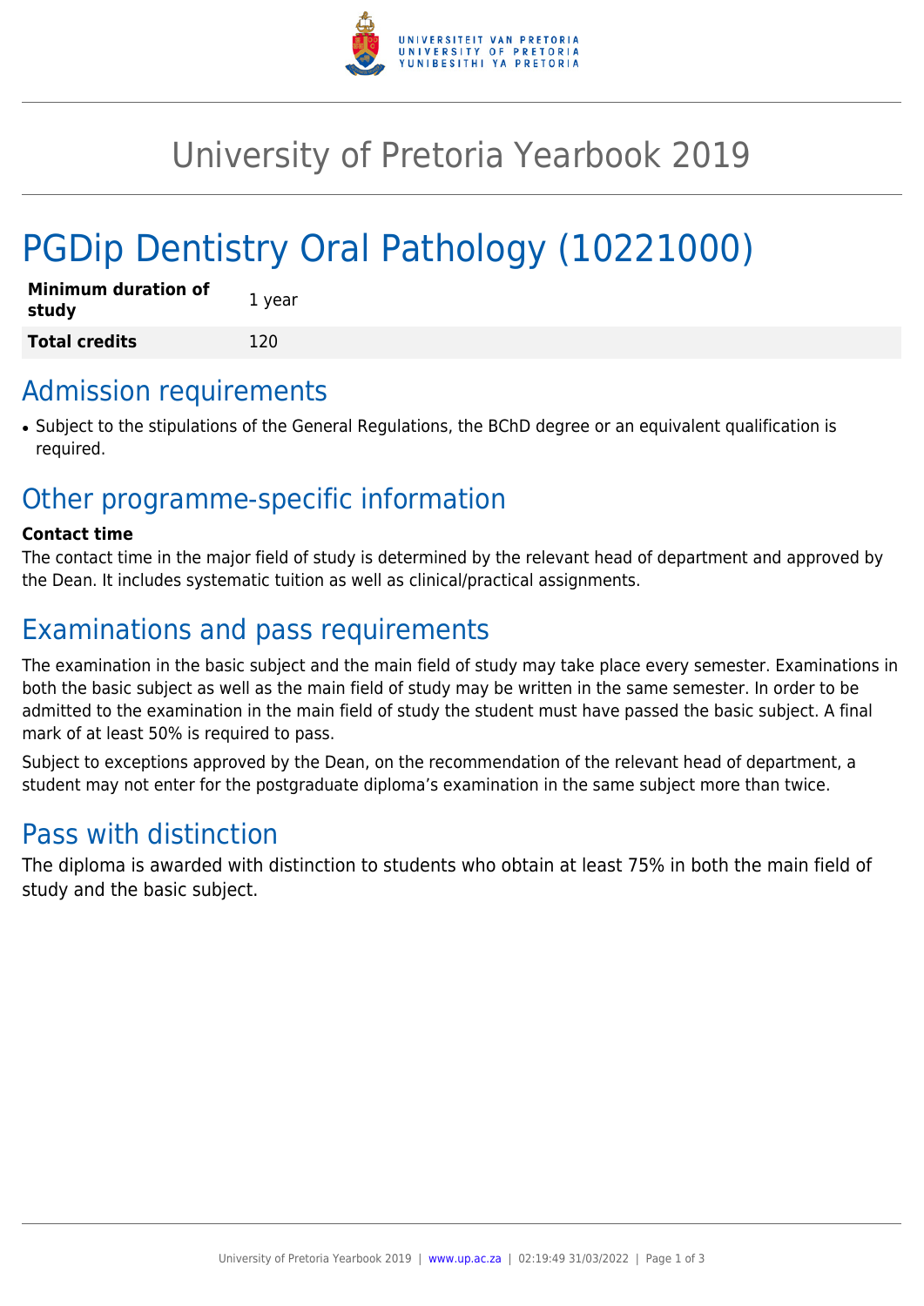# University of Pretoria Yearbook 2019

# PGDip Dentistry Oral Pathology (10221000)

| | |
|---|---|
| **Minimum duration of study** | 1 year |
| **Total credits** | 120 |

## Admission requirements

- Subject to the stipulations of the General Regulations, the BChD degree or an equivalent qualification is required.

## Other programme-specific information

**Contact time**

The contact time in the major field of study is determined by the relevant head of department and approved by the Dean. It includes systematic tuition as well as clinical/practical assignments.

## Examinations and pass requirements

The examination in the basic subject and the main field of study may take place every semester. Examinations in both the basic subject as well as the main field of study may be written in the same semester. In order to be admitted to the examination in the main field of study the student must have passed the basic subject. A final mark of at least 50% is required to pass.

Subject to exceptions approved by the Dean, on the recommendation of the relevant head of department, a student may not enter for the postgraduate diploma's examination in the same subject more than twice.

## Pass with distinction

The diploma is awarded with distinction to students who obtain at least 75% in both the main field of study and the basic subject.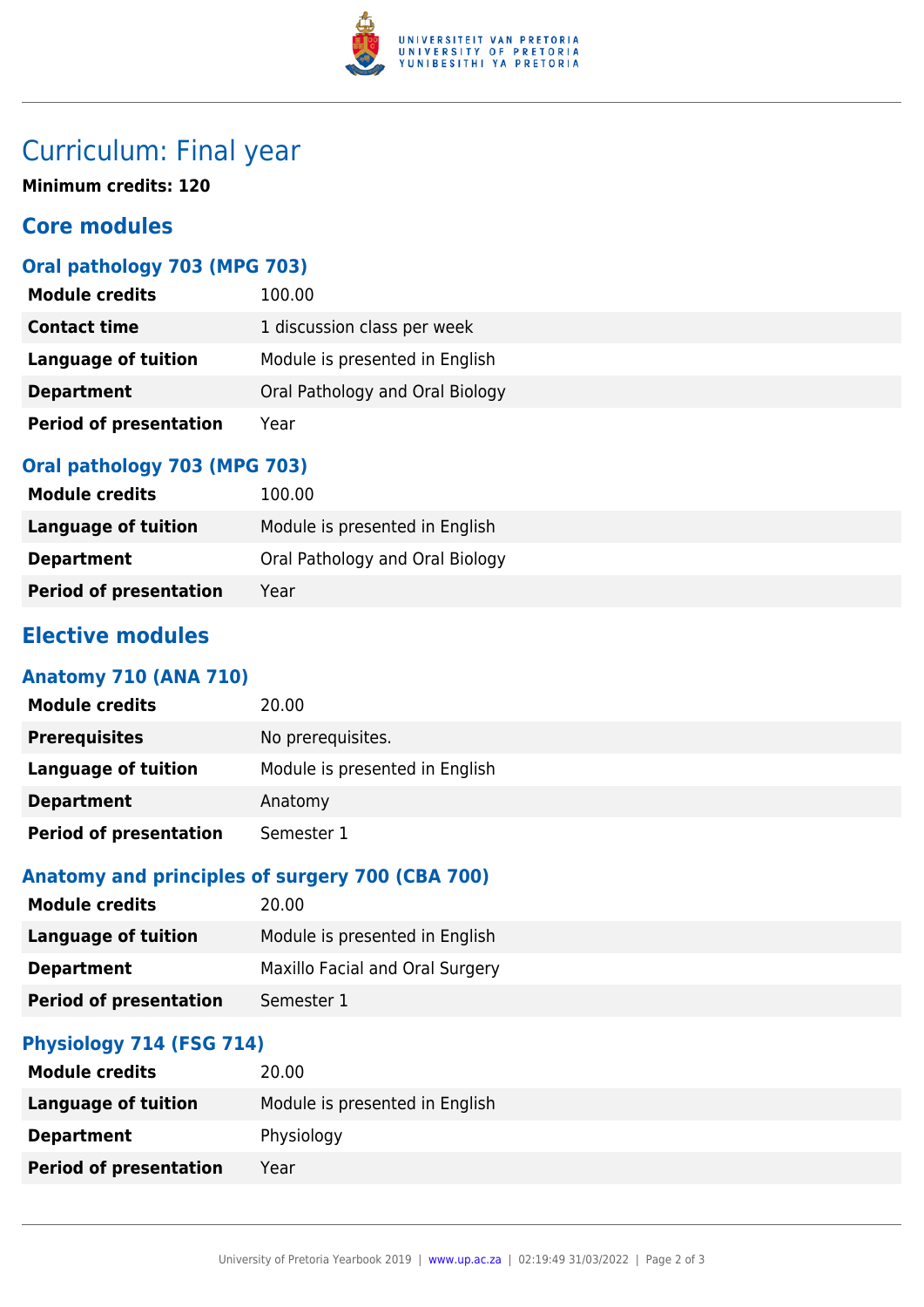# Curriculum: Final year

**Minimum credits: 120**

## Core modules

### Oral pathology 703 (MPG 703)

| | |
|---|---|
| **Module credits** | 100.00 |
| **Contact time** | 1 discussion class per week |
| **Language of tuition** | Module is presented in English |
| **Department** | Oral Pathology and Oral Biology |
| **Period of presentation** | Year |

### Oral pathology 703 (MPG 703)

| | |
|---|---|
| **Module credits** | 100.00 |
| **Language of tuition** | Module is presented in English |
| **Department** | Oral Pathology and Oral Biology |
| **Period of presentation** | Year |

## Elective modules

### Anatomy 710 (ANA 710)

| | |
|---|---|
| **Module credits** | 20.00 |
| **Prerequisites** | No prerequisites. |
| **Language of tuition** | Module is presented in English |
| **Department** | Anatomy |
| **Period of presentation** | Semester 1 |

### Anatomy and principles of surgery 700 (CBA 700)

| | |
|---|---|
| **Module credits** | 20.00 |
| **Language of tuition** | Module is presented in English |
| **Department** | Maxillo Facial and Oral Surgery |
| **Period of presentation** | Semester 1 |

### Physiology 714 (FSG 714)

| | |
|---|---|
| **Module credits** | 20.00 |
| **Language of tuition** | Module is presented in English |
| **Department** | Physiology |
| **Period of presentation** | Year |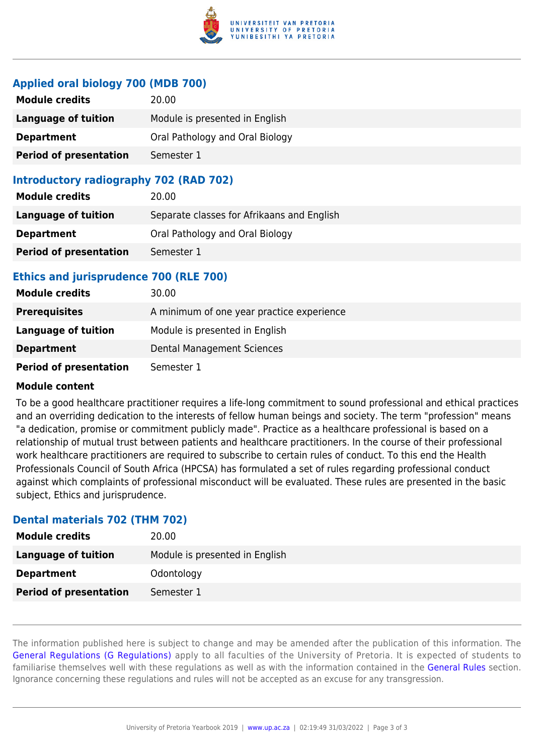### Applied oral biology 700 (MDB 700)

| | |
|---|---|
| **Module credits** | 20.00 |
| **Language of tuition** | Module is presented in English |
| **Department** | Oral Pathology and Oral Biology |
| **Period of presentation** | Semester 1 |

### Introductory radiography 702 (RAD 702)

| | |
|---|---|
| **Module credits** | 20.00 |
| **Language of tuition** | Separate classes for Afrikaans and English |
| **Department** | Oral Pathology and Oral Biology |
| **Period of presentation** | Semester 1 |

### Ethics and jurisprudence 700 (RLE 700)

| | |
|---|---|
| **Module credits** | 30.00 |
| **Prerequisites** | A minimum of one year practice experience |
| **Language of tuition** | Module is presented in English |
| **Department** | Dental Management Sciences |
| **Period of presentation** | Semester 1 |

**Module content**

To be a good healthcare practitioner requires a life-long commitment to sound professional and ethical practices and an overriding dedication to the interests of fellow human beings and society. The term "profession" means "a dedication, promise or commitment publicly made". Practice as a healthcare professional is based on a relationship of mutual trust between patients and healthcare practitioners. In the course of their professional work healthcare practitioners are required to subscribe to certain rules of conduct. To this end the Health Professionals Council of South Africa (HPCSA) has formulated a set of rules regarding professional conduct against which complaints of professional misconduct will be evaluated. These rules are presented in the basic subject, Ethics and jurisprudence.

### Dental materials 702 (THM 702)

| | |
|---|---|
| **Module credits** | 20.00 |
| **Language of tuition** | Module is presented in English |
| **Department** | Odontology |
| **Period of presentation** | Semester 1 |

The information published here is subject to change and may be amended after the publication of this information. The General Regulations (G Regulations) apply to all faculties of the University of Pretoria. It is expected of students to familiarise themselves well with these regulations as well as with the information contained in the General Rules section. Ignorance concerning these regulations and rules will not be accepted as an excuse for any transgression.